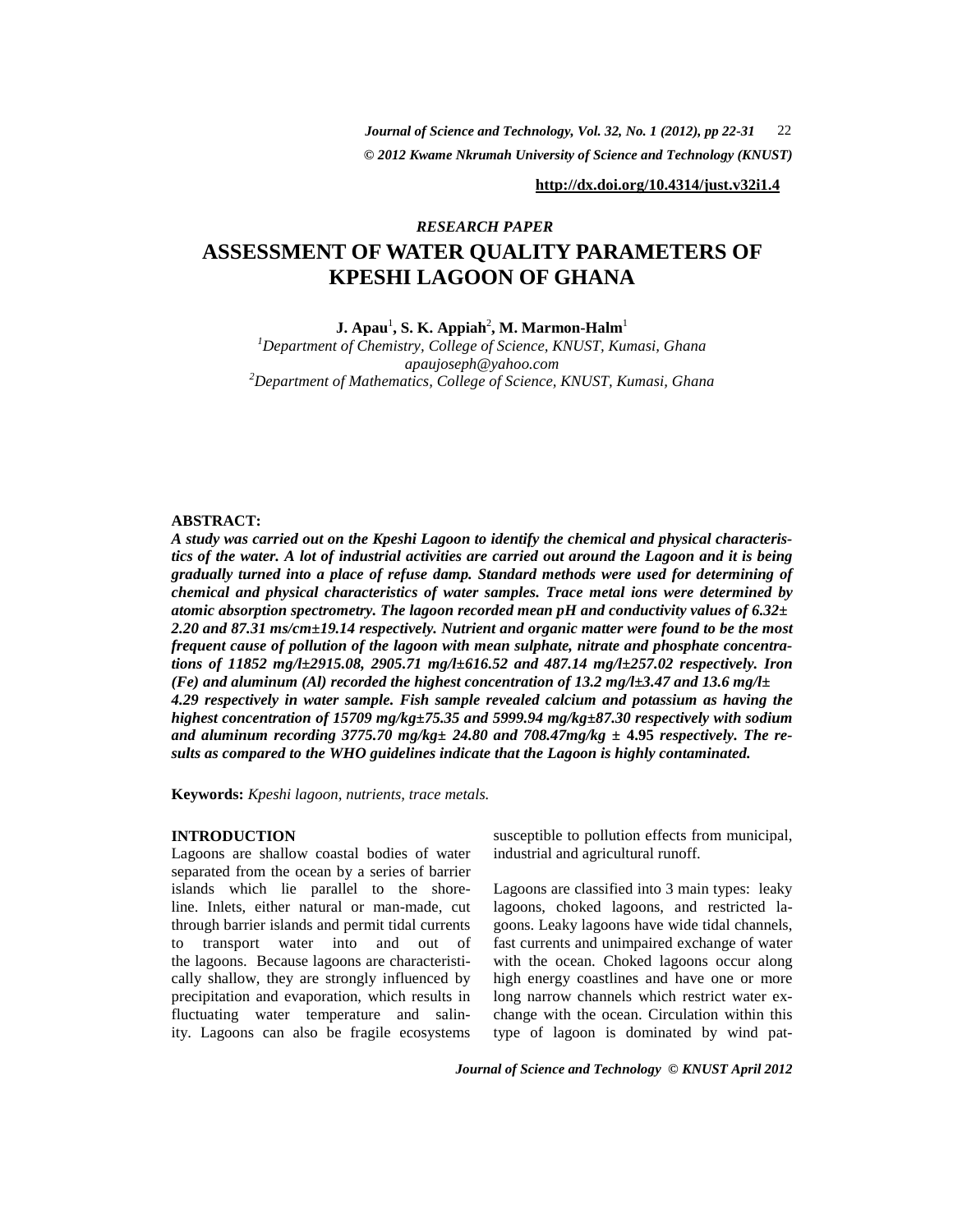http://dx.doi.org/10.4314/just.v32i1.4

*RESEARCH PAPER*

# ASSESSMENT OF WATER QUALITY PARAMETERS OF KPESHI LAGOON OF GHANA

**J. Apau[1], S. K. Appiah[2], M. Marmon-Halm[1]**

[1]*Department of Chemistry, College of Science, KNUST, Kumasi, Ghana*
*apaujoseph@yahoo.com*
[2]*Department of Mathematics, College of Science, KNUST, Kumasi, Ghana*

**ABSTRACT:**

***A study was carried out on the Kpeshi Lagoon to identify the chemical and physical characteristics of the water. A lot of industrial activities are carried out around the Lagoon and it is being gradually turned into a place of refuse damp. Standard methods were used for determining of chemical and physical characteristics of water samples. Trace metal ions were determined by atomic absorption spectrometry. The lagoon recorded mean pH and conductivity values of 6.32± 2.20 and 87.31 ms/cm±19.14 respectively. Nutrient and organic matter were found to be the most frequent cause of pollution of the lagoon with mean sulphate, nitrate and phosphate concentrations of 11852 mg/l±2915.08, 2905.71 mg/l±616.52 and 487.14 mg/l±257.02 respectively. Iron (Fe) and aluminum (Al) recorded the highest concentration of 13.2 mg/l±3.47 and 13.6 mg/l± 4.29 respectively in water sample. Fish sample revealed calcium and potassium as having the highest concentration of 15709 mg/kg±75.35 and 5999.94 mg/kg±87.30 respectively with sodium and aluminum recording 3775.70 mg/kg± 24.80 and 708.47mg/kg ± 4.95 respectively. The results as compared to the WHO guidelines indicate that the Lagoon is highly contaminated.***

**Keywords:** *Kpeshi lagoon, nutrients, trace metals.*

## INTRODUCTION

Lagoons are shallow coastal bodies of water separated from the ocean by a series of barrier islands which lie parallel to the shoreline. Inlets, either natural or man-made, cut through barrier islands and permit tidal currents to transport water into and out of the lagoons. Because lagoons are characteristically shallow, they are strongly influenced by precipitation and evaporation, which results in fluctuating water temperature and salinity. Lagoons can also be fragile ecosystems susceptible to pollution effects from municipal, industrial and agricultural runoff.

Lagoons are classified into 3 main types: leaky lagoons, choked lagoons, and restricted lagoons. Leaky lagoons have wide tidal channels, fast currents and unimpaired exchange of water with the ocean. Choked lagoons occur along high energy coastlines and have one or more long narrow channels which restrict water exchange with the ocean. Circulation within this type of lagoon is dominated by wind pat-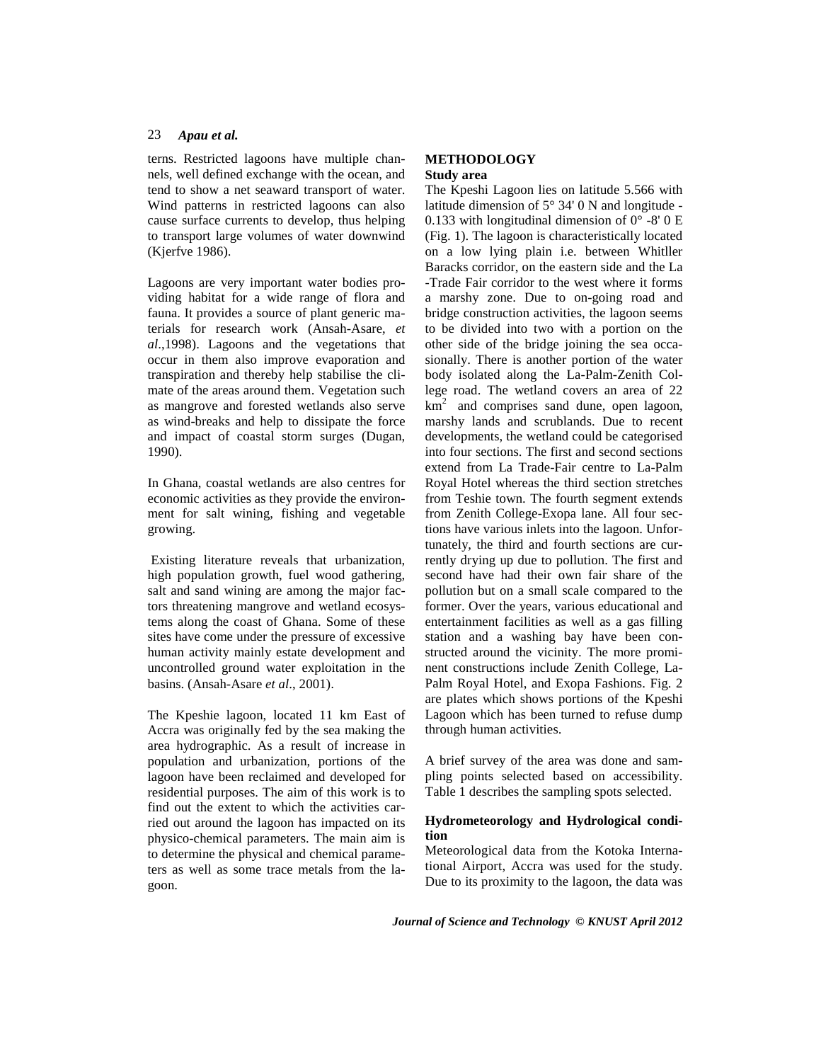terns. Restricted lagoons have multiple channels, well defined exchange with the ocean, and tend to show a net seaward transport of water. Wind patterns in restricted lagoons can also cause surface currents to develop, thus helping to transport large volumes of water downwind (Kjerfve 1986).

Lagoons are very important water bodies providing habitat for a wide range of flora and fauna. It provides a source of plant generic materials for research work (Ansah-Asare, *et al*.,1998). Lagoons and the vegetations that occur in them also improve evaporation and transpiration and thereby help stabilise the climate of the areas around them. Vegetation such as mangrove and forested wetlands also serve as wind-breaks and help to dissipate the force and impact of coastal storm surges (Dugan, 1990).

In Ghana, coastal wetlands are also centres for economic activities as they provide the environment for salt wining, fishing and vegetable growing.

Existing literature reveals that urbanization, high population growth, fuel wood gathering, salt and sand wining are among the major factors threatening mangrove and wetland ecosystems along the coast of Ghana. Some of these sites have come under the pressure of excessive human activity mainly estate development and uncontrolled ground water exploitation in the basins. (Ansah-Asare *et al*., 2001).

The Kpeshie lagoon, located 11 km East of Accra was originally fed by the sea making the area hydrographic. As a result of increase in population and urbanization, portions of the lagoon have been reclaimed and developed for residential purposes. The aim of this work is to find out the extent to which the activities carried out around the lagoon has impacted on its physico-chemical parameters. The main aim is to determine the physical and chemical parameters as well as some trace metals from the lagoon.

## METHODOLOGY

### Study area

The Kpeshi Lagoon lies on latitude 5.566 with latitude dimension of 5° 34' 0 N and longitude -0.133 with longitudinal dimension of 0° -8' 0 E (Fig. 1). The lagoon is characteristically located on a low lying plain i.e. between Whitller Baracks corridor, on the eastern side and the La -Trade Fair corridor to the west where it forms a marshy zone. Due to on-going road and bridge construction activities, the lagoon seems to be divided into two with a portion on the other side of the bridge joining the sea occasionally. There is another portion of the water body isolated along the La-Palm-Zenith College road. The wetland covers an area of 22 $km^2$ and comprises sand dune, open lagoon, marshy lands and scrublands. Due to recent developments, the wetland could be categorised into four sections. The first and second sections extend from La Trade-Fair centre to La-Palm Royal Hotel whereas the third section stretches from Teshie town. The fourth segment extends from Zenith College-Exopa lane. All four sections have various inlets into the lagoon. Unfortunately, the third and fourth sections are currently drying up due to pollution. The first and second have had their own fair share of the pollution but on a small scale compared to the former. Over the years, various educational and entertainment facilities as well as a gas filling station and a washing bay have been constructed around the vicinity. The more prominent constructions include Zenith College, La-Palm Royal Hotel, and Exopa Fashions. Fig. 2 are plates which shows portions of the Kpeshi Lagoon which has been turned to refuse dump through human activities.

A brief survey of the area was done and sampling points selected based on accessibility. Table 1 describes the sampling spots selected.

### Hydrometeorology and Hydrological condition

Meteorological data from the Kotoka International Airport, Accra was used for the study. Due to its proximity to the lagoon, the data was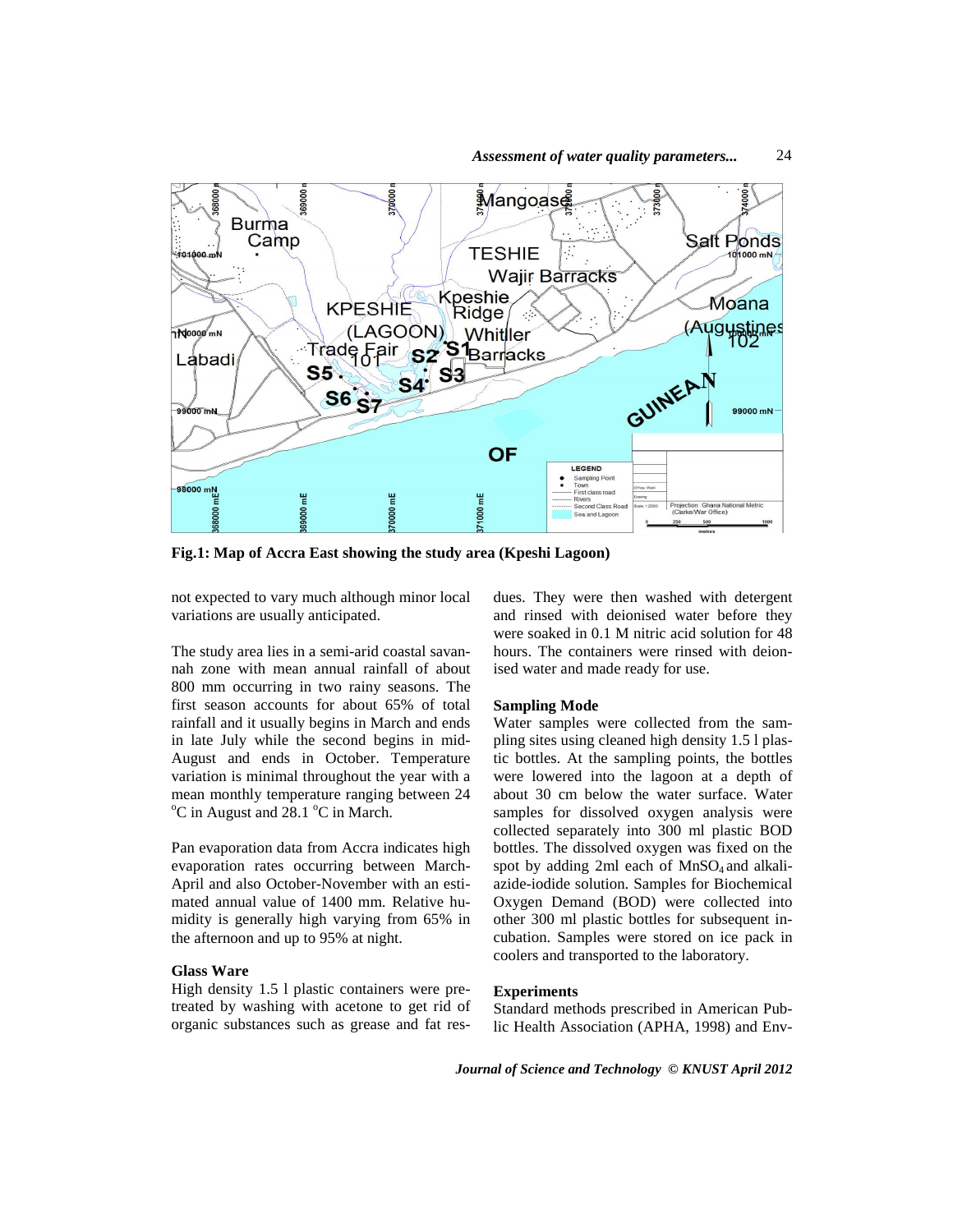**Fig.1: Map of Accra East showing the study area (Kpeshi Lagoon)**

not expected to vary much although minor local variations are usually anticipated.

The study area lies in a semi-arid coastal savannah zone with mean annual rainfall of about 800 mm occurring in two rainy seasons. The first season accounts for about 65% of total rainfall and it usually begins in March and ends in late July while the second begins in mid-August and ends in October. Temperature variation is minimal throughout the year with a mean monthly temperature ranging between 24 °C in August and 28.1 °C in March.

Pan evaporation data from Accra indicates high evaporation rates occurring between March-April and also October-November with an estimated annual value of 1400 mm. Relative humidity is generally high varying from 65% in the afternoon and up to 95% at night.

## Glass Ware

High density 1.5 l plastic containers were pretreated by washing with acetone to get rid of organic substances such as grease and fat residues. They were then washed with detergent and rinsed with deionised water before they were soaked in 0.1 M nitric acid solution for 48 hours. The containers were rinsed with deionised water and made ready for use.

## Sampling Mode

Water samples were collected from the sampling sites using cleaned high density 1.5 l plastic bottles. At the sampling points, the bottles were lowered into the lagoon at a depth of about 30 cm below the water surface. Water samples for dissolved oxygen analysis were collected separately into 300 ml plastic BOD bottles. The dissolved oxygen was fixed on the spot by adding 2ml each of $MnSO_4$ and alkali-azide-iodide solution. Samples for Biochemical Oxygen Demand (BOD) were collected into other 300 ml plastic bottles for subsequent incubation. Samples were stored on ice pack in coolers and transported to the laboratory.

## Experiments

Standard methods prescribed in American Public Health Association (APHA, 1998) and Env-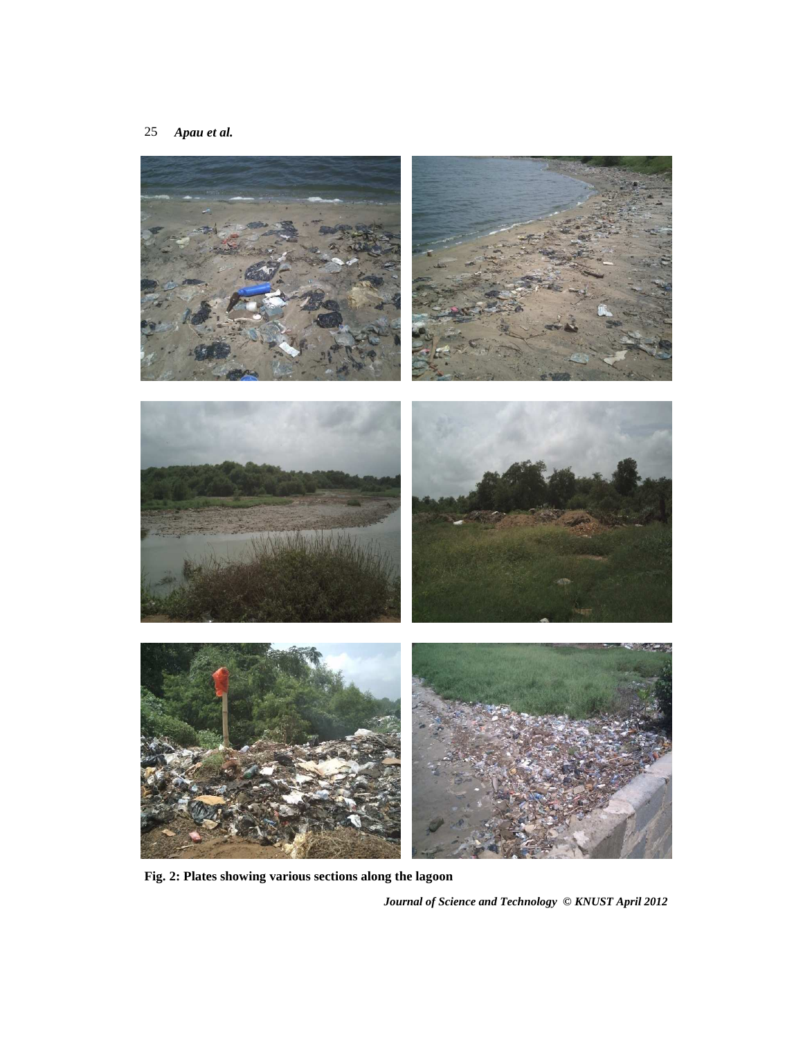**Fig. 2: Plates showing various sections along the lagoon**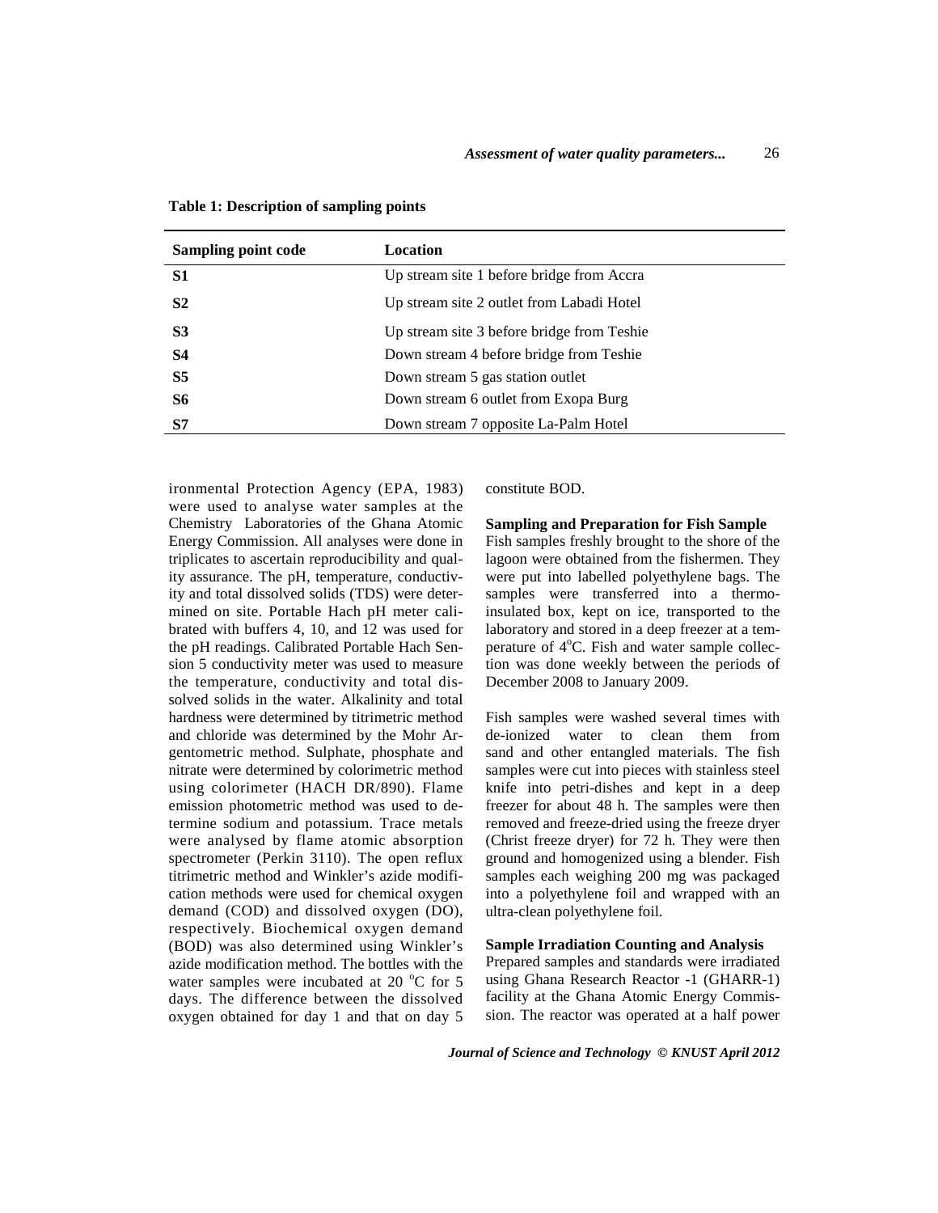**Table 1: Description of sampling points**

| Sampling point code | Location |
|---|---|
| **S1** | Up stream site 1 before bridge from Accra |
| **S2** | Up stream site 2 outlet from Labadi Hotel |
| **S3** | Up stream site 3 before bridge from Teshie |
| **S4** | Down stream 4 before bridge from Teshie |
| **S5** | Down stream 5 gas station outlet |
| **S6** | Down stream 6 outlet from Exopa Burg |
| **S7** | Down stream 7 opposite La-Palm Hotel |

ironmental Protection Agency (EPA, 1983) were used to analyse water samples at the Chemistry Laboratories of the Ghana Atomic Energy Commission. All analyses were done in triplicates to ascertain reproducibility and quality assurance. The pH, temperature, conductivity and total dissolved solids (TDS) were determined on site. Portable Hach pH meter calibrated with buffers 4, 10, and 12 was used for the pH readings. Calibrated Portable Hach Sension 5 conductivity meter was used to measure the temperature, conductivity and total dissolved solids in the water. Alkalinity and total hardness were determined by titrimetric method and chloride was determined by the Mohr Argentometric method. Sulphate, phosphate and nitrate were determined by colorimetric method using colorimeter (HACH DR/890). Flame emission photometric method was used to determine sodium and potassium. Trace metals were analysed by flame atomic absorption spectrometer (Perkin 3110). The open reflux titrimetric method and Winkler's azide modification methods were used for chemical oxygen demand (COD) and dissolved oxygen (DO), respectively. Biochemical oxygen demand (BOD) was also determined using Winkler's azide modification method. The bottles with the water samples were incubated at 20 $^oC$ for 5 days. The difference between the dissolved oxygen obtained for day 1 and that on day 5 constitute BOD.

**Sampling and Preparation for Fish Sample**

Fish samples freshly brought to the shore of the lagoon were obtained from the fishermen. They were put into labelled polyethylene bags. The samples were transferred into a thermo-insulated box, kept on ice, transported to the laboratory and stored in a deep freezer at a temperature of 4$^oC$. Fish and water sample collection was done weekly between the periods of December 2008 to January 2009.

Fish samples were washed several times with de-ionized water to clean them from sand and other entangled materials. The fish samples were cut into pieces with stainless steel knife into petri-dishes and kept in a deep freezer for about 48 h. The samples were then removed and freeze-dried using the freeze dryer (Christ freeze dryer) for 72 h. They were then ground and homogenized using a blender. Fish samples each weighing 200 mg was packaged into a polyethylene foil and wrapped with an ultra-clean polyethylene foil.

**Sample Irradiation Counting and Analysis**

Prepared samples and standards were irradiated using Ghana Research Reactor -1 (GHARR-1) facility at the Ghana Atomic Energy Commission. The reactor was operated at a half power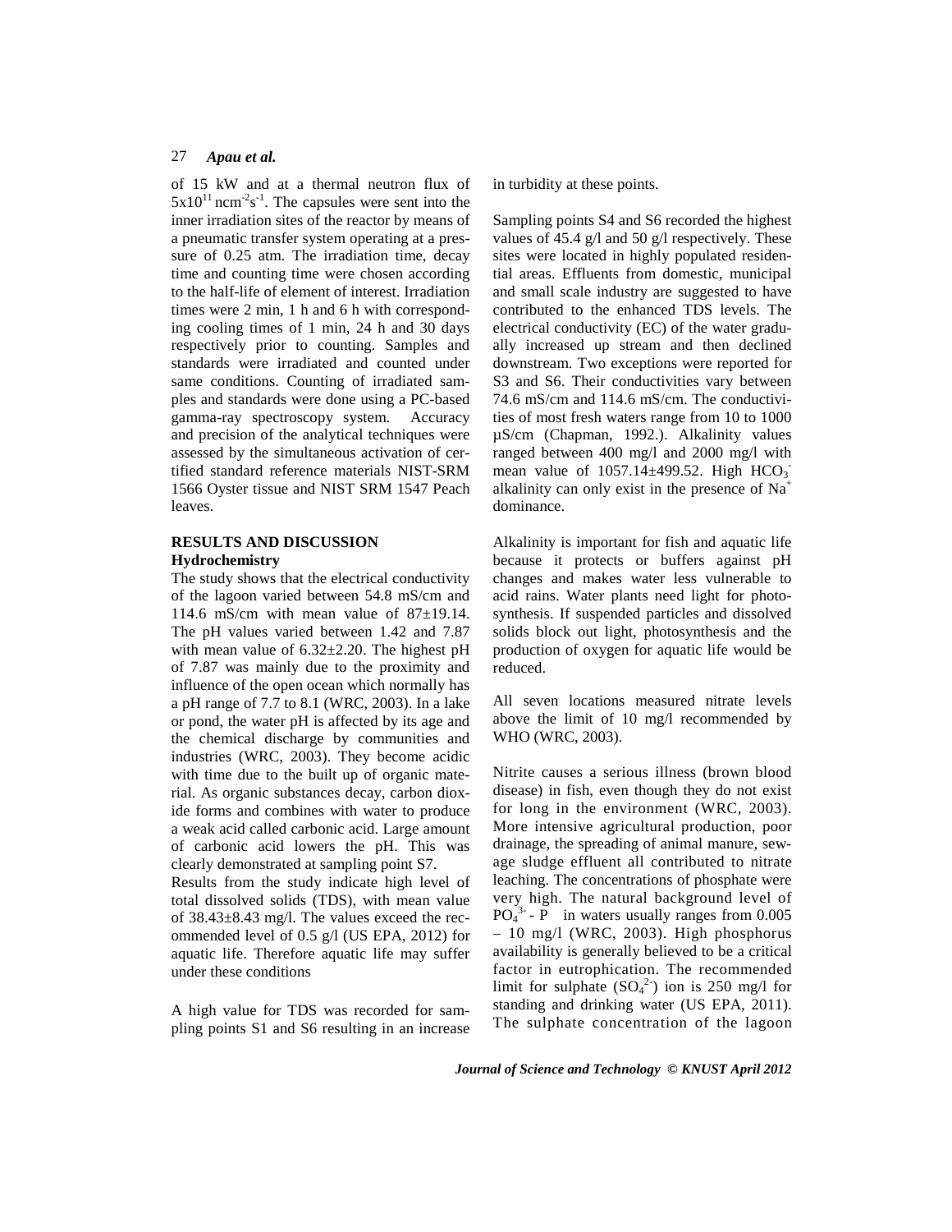of 15 kW and at a thermal neutron flux of $5x10^{11}$ $ncm^{-2}s^{-1}$. The capsules were sent into the inner irradiation sites of the reactor by means of a pneumatic transfer system operating at a pressure of 0.25 atm. The irradiation time, decay time and counting time were chosen according to the half-life of element of interest. Irradiation times were 2 min, 1 h and 6 h with corresponding cooling times of 1 min, 24 h and 30 days respectively prior to counting. Samples and standards were irradiated and counted under same conditions. Counting of irradiated samples and standards were done using a PC-based gamma-ray spectroscopy system. Accuracy and precision of the analytical techniques were assessed by the simultaneous activation of certified standard reference materials NIST-SRM 1566 Oyster tissue and NIST SRM 1547 Peach leaves.

## RESULTS AND DISCUSSION

### Hydrochemistry

The study shows that the electrical conductivity of the lagoon varied between 54.8 mS/cm and 114.6 mS/cm with mean value of 87±19.14. The pH values varied between 1.42 and 7.87 with mean value of 6.32±2.20. The highest pH of 7.87 was mainly due to the proximity and influence of the open ocean which normally has a pH range of 7.7 to 8.1 (WRC, 2003). In a lake or pond, the water pH is affected by its age and the chemical discharge by communities and industries (WRC, 2003). They become acidic with time due to the built up of organic material. As organic substances decay, carbon dioxide forms and combines with water to produce a weak acid called carbonic acid. Large amount of carbonic acid lowers the pH. This was clearly demonstrated at sampling point S7.

Results from the study indicate high level of total dissolved solids (TDS), with mean value of 38.43±8.43 mg/l. The values exceed the recommended level of 0.5 g/l (US EPA, 2012) for aquatic life. Therefore aquatic life may suffer under these conditions

A high value for TDS was recorded for sampling points S1 and S6 resulting in an increase in turbidity at these points.

Sampling points S4 and S6 recorded the highest values of 45.4 g/l and 50 g/l respectively. These sites were located in highly populated residential areas. Effluents from domestic, municipal and small scale industry are suggested to have contributed to the enhanced TDS levels. The electrical conductivity (EC) of the water gradually increased up stream and then declined downstream. Two exceptions were reported for S3 and S6. Their conductivities vary between 74.6 mS/cm and 114.6 mS/cm. The conductivities of most fresh waters range from 10 to 1000 µS/cm (Chapman, 1992.). Alkalinity values ranged between 400 mg/l and 2000 mg/l with mean value of 1057.14±499.52. High $HCO_3^-$ alkalinity can only exist in the presence of $Na^+$ dominance.

Alkalinity is important for fish and aquatic life because it protects or buffers against pH changes and makes water less vulnerable to acid rains. Water plants need light for photosynthesis. If suspended particles and dissolved solids block out light, photosynthesis and the production of oxygen for aquatic life would be reduced.

All seven locations measured nitrate levels above the limit of 10 mg/l recommended by WHO (WRC, 2003).

Nitrite causes a serious illness (brown blood disease) in fish, even though they do not exist for long in the environment (WRC, 2003). More intensive agricultural production, poor drainage, the spreading of animal manure, sewage sludge effluent all contributed to nitrate leaching. The concentrations of phosphate were very high. The natural background level of $PO_4^{3-}$ - P in waters usually ranges from 0.005 – 10 mg/l (WRC, 2003). High phosphorus availability is generally believed to be a critical factor in eutrophication. The recommended limit for sulphate ($SO_4^{2-}$) ion is 250 mg/l for standing and drinking water (US EPA, 2011). The sulphate concentration of the lagoon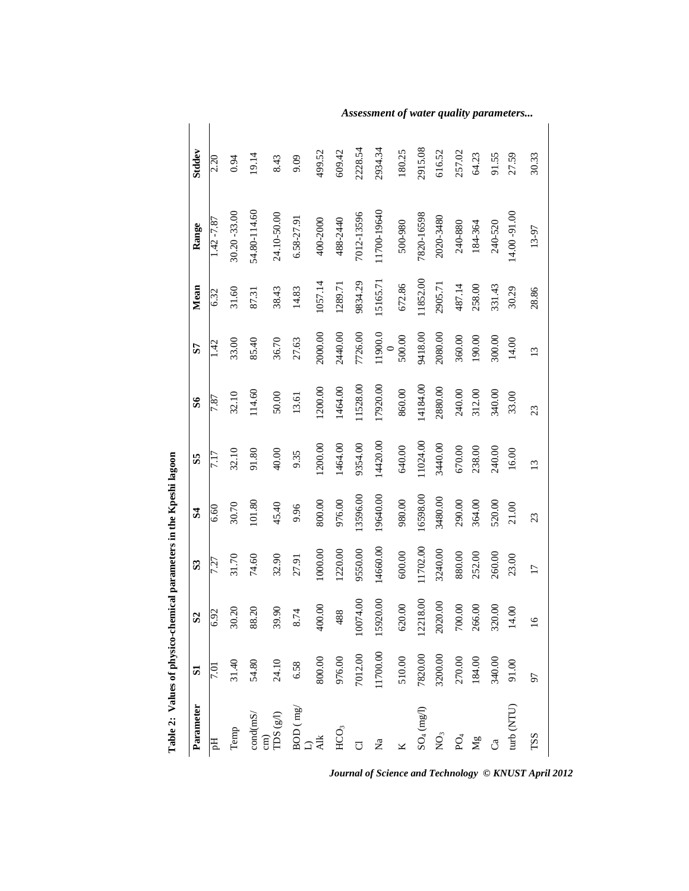**Table 2: Values of physico-chemical parameters in the Kpeshi lagoon**

| Parameter | S1 | S2 | S3 | S4 | S5 | S6 | S7 | Mean | Range | Stddev |
|---|---|---|---|---|---|---|---|---|---|---|
| pH | 7.01 | 6.92 | 7.27 | 6.60 | 7.17 | 7.87 | 1.42 | 6.32 | 1.42 -7.87 | 2.20 |
| Temp | 31.40 | 30.20 | 31.70 | 30.70 | 32.10 | 32.10 | 33.00 | 31.60 | 30.20 -33.00 | 0.94 |
| cond(mS/cm) | 54.80 | 88.20 | 74.60 | 101.80 | 91.80 | 114.60 | 85.40 | 87.31 | 54.80-114.60 | 19.14 |
| TDS (g/l) | 24.10 | 39.90 | 32.90 | 45.40 | 40.00 | 50.00 | 36.70 | 38.43 | 24.10-50.00 | 8.43 |
| BOD ( mg/L) | 6.58 | 8.74 | 27.91 | 9.96 | 9.35 | 13.61 | 27.63 | 14.83 | 6.58-27.91 | 9.09 |
| Alk | 800.00 | 400.00 | 1000.00 | 800.00 | 1200.00 | 1200.00 | 2000.00 | 1057.14 | 400-2000 | 499.52 |
| $HCO_3$ | 976.00 | 488 | 1220.00 | 976.00 | 1464.00 | 1464.00 | 2440.00 | 1289.71 | 488-2440 | 609.42 |
| Cl | 7012.00 | 10074.00 | 9550.00 | 13596.00 | 9354.00 | 11528.00 | 7726.00 | 9834.29 | 7012-13596 | 2228.54 |
| Na | 11700.00 | 15920.00 | 14660.00 | 19640.00 | 14420.00 | 17920.00 | 11900.00 | 15165.71 | 11700-19640 | 2934.34 |
| K | 510.00 | 620.00 | 600.00 | 980.00 | 640.00 | 860.00 | 500.00 | 672.86 | 500-980 | 180.25 |
| $SO_4$ (mg/l) | 7820.00 | 12218.00 | 11702.00 | 16598.00 | 11024.00 | 14184.00 | 9418.00 | 11852.00 | 7820-16598 | 2915.08 |
| $NO_3$ | 3200.00 | 2020.00 | 3240.00 | 3480.00 | 3440.00 | 2880.00 | 2080.00 | 2905.71 | 2020-3480 | 616.52 |
| $PO_4$ | 270.00 | 700.00 | 880.00 | 290.00 | 670.00 | 240.00 | 360.00 | 487.14 | 240-880 | 257.02 |
| Mg | 184.00 | 266.00 | 252.00 | 364.00 | 238.00 | 312.00 | 190.00 | 258.00 | 184-364 | 64.23 |
| Ca | 340.00 | 320.00 | 260.00 | 520.00 | 240.00 | 340.00 | 300.00 | 331.43 | 240-520 | 91.55 |
| turb (NTU) | 91.00 | 14.00 | 23.00 | 21.00 | 16.00 | 33.00 | 14.00 | 30.29 | 14.00 -91.00 | 27.59 |
| TSS | 97 | 16 | 17 | 23 | 13 | 23 | 13 | 28.86 | 13-97 | 30.33 |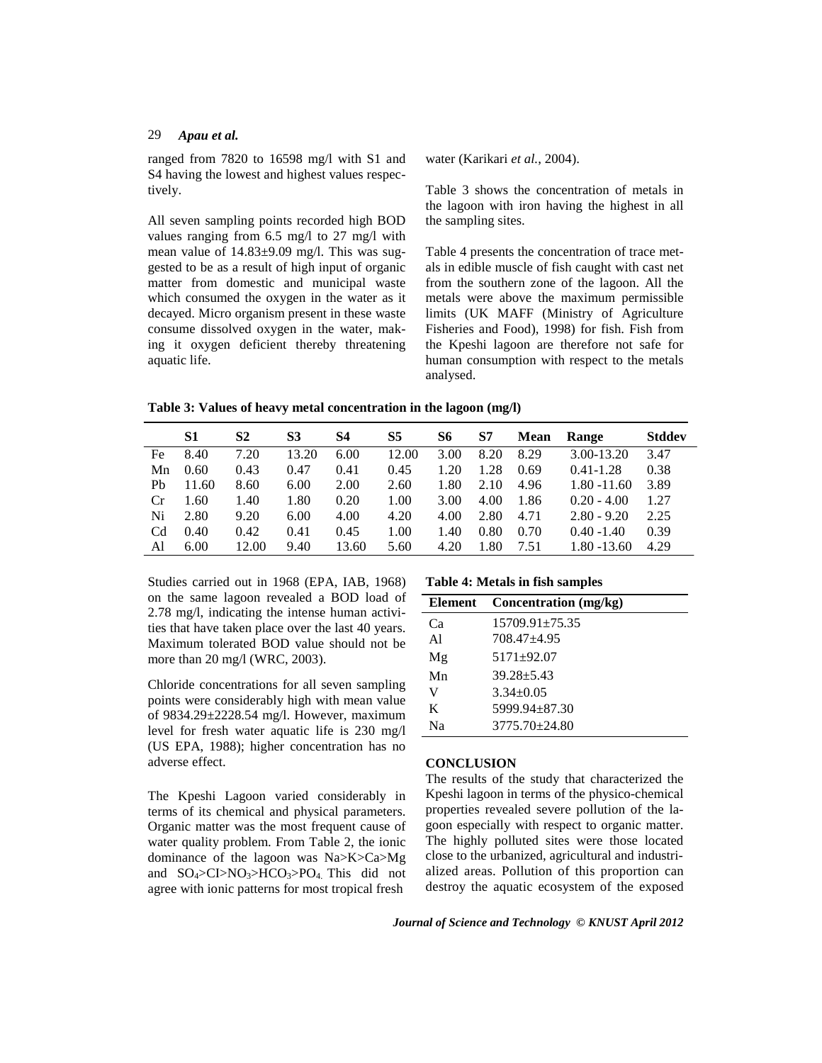ranged from 7820 to 16598 mg/l with S1 and S4 having the lowest and highest values respectively.

All seven sampling points recorded high BOD values ranging from 6.5 mg/l to 27 mg/l with mean value of 14.83±9.09 mg/l. This was suggested to be as a result of high input of organic matter from domestic and municipal waste which consumed the oxygen in the water as it decayed. Micro organism present in these waste consume dissolved oxygen in the water, making it oxygen deficient thereby threatening aquatic life.

Studies carried out in 1968 (EPA, IAB, 1968) on the same lagoon revealed a BOD load of 2.78 mg/l, indicating the intense human activities that have taken place over the last 40 years. Maximum tolerated BOD value should not be more than 20 mg/l (WRC, 2003).

Chloride concentrations for all seven sampling points were considerably high with mean value of 9834.29±2228.54 mg/l. However, maximum level for fresh water aquatic life is 230 mg/l (US EPA, 1988); higher concentration has no adverse effect.

The Kpeshi Lagoon varied considerably in terms of its chemical and physical parameters. Organic matter was the most frequent cause of water quality problem. From Table 2, the ionic dominance of the lagoon was Na>K>Ca>Mg and $SO_4$>CI>$NO_3$>$HCO_3$>$PO_4$. This did not agree with ionic patterns for most tropical fresh water (Karikari *et al.*, 2004).

Table 3 shows the concentration of metals in the lagoon with iron having the highest in all the sampling sites.

Table 4 presents the concentration of trace metals in edible muscle of fish caught with cast net from the southern zone of the lagoon. All the metals were above the maximum permissible limits (UK MAFF (Ministry of Agriculture Fisheries and Food), 1998) for fish. Fish from the Kpeshi lagoon are therefore not safe for human consumption with respect to the metals analysed.

**Table 3: Values of heavy metal concentration in the lagoon (mg/l)**

| | S1 | S2 | S3 | S4 | S5 | S6 | S7 | Mean | Range | Stddev |
|---|---|---|---|---|---|---|---|---|---|---|
| Fe | 8.40 | 7.20 | 13.20 | 6.00 | 12.00 | 3.00 | 8.20 | 8.29 | 3.00-13.20 | 3.47 |
| Mn | 0.60 | 0.43 | 0.47 | 0.41 | 0.45 | 1.20 | 1.28 | 0.69 | 0.41-1.28 | 0.38 |
| Pb | 11.60 | 8.60 | 6.00 | 2.00 | 2.60 | 1.80 | 2.10 | 4.96 | 1.80 -11.60 | 3.89 |
| Cr | 1.60 | 1.40 | 1.80 | 0.20 | 1.00 | 3.00 | 4.00 | 1.86 | 0.20 - 4.00 | 1.27 |
| Ni | 2.80 | 9.20 | 6.00 | 4.00 | 4.20 | 4.00 | 2.80 | 4.71 | 2.80 - 9.20 | 2.25 |
| Cd | 0.40 | 0.42 | 0.41 | 0.45 | 1.00 | 1.40 | 0.80 | 0.70 | 0.40 -1.40 | 0.39 |
| Al | 6.00 | 12.00 | 9.40 | 13.60 | 5.60 | 4.20 | 1.80 | 7.51 | 1.80 -13.60 | 4.29 |

**Table 4: Metals in fish samples**

| Element | Concentration (mg/kg) |
|---|---|
| Ca | 15709.91±75.35 |
| Al | 708.47±4.95 |
| Mg | 5171±92.07 |
| Mn | 39.28±5.43 |
| V | 3.34±0.05 |
| K | 5999.94±87.30 |
| Na | 3775.70±24.80 |

## CONCLUSION

The results of the study that characterized the Kpeshi lagoon in terms of the physico-chemical properties revealed severe pollution of the lagoon especially with respect to organic matter. The highly polluted sites were those located close to the urbanized, agricultural and industrialized areas. Pollution of this proportion can destroy the aquatic ecosystem of the exposed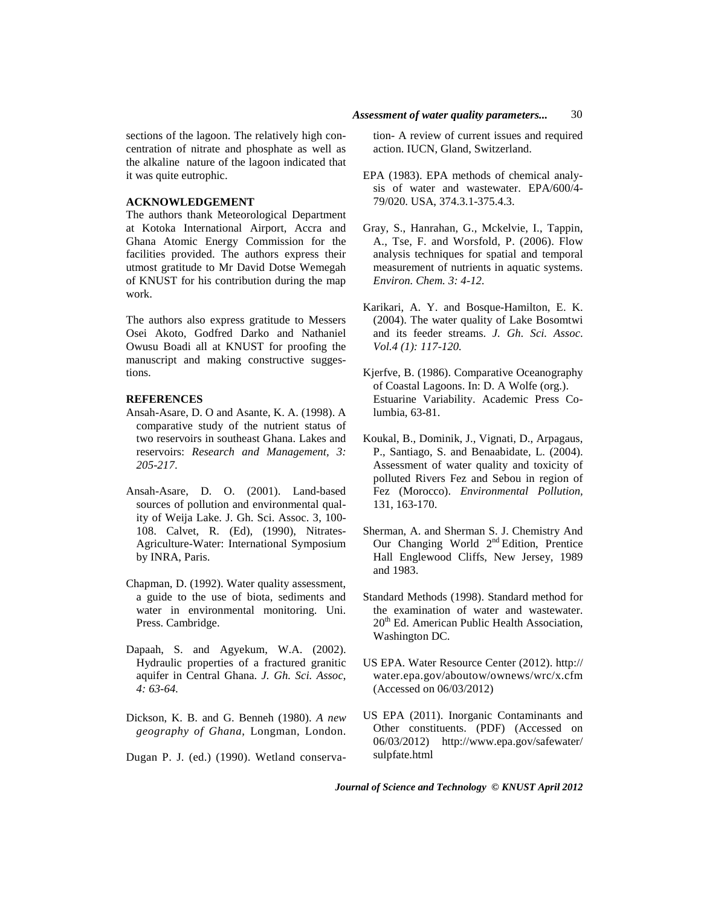sections of the lagoon. The relatively high concentration of nitrate and phosphate as well as the alkaline nature of the lagoon indicated that it was quite eutrophic.

## ACKNOWLEDGEMENT

The authors thank Meteorological Department at Kotoka International Airport, Accra and Ghana Atomic Energy Commission for the facilities provided. The authors express their utmost gratitude to Mr David Dotse Wemegah of KNUST for his contribution during the map work.

The authors also express gratitude to Messers Osei Akoto, Godfred Darko and Nathaniel Owusu Boadi all at KNUST for proofing the manuscript and making constructive suggestions.

## REFERENCES

Ansah-Asare, D. O and Asante, K. A. (1998). A comparative study of the nutrient status of two reservoirs in southeast Ghana. Lakes and reservoirs: *Research and Management, 3: 205-217*.

Ansah-Asare, D. O. (2001). Land-based sources of pollution and environmental quality of Weija Lake. J. Gh. Sci. Assoc. 3, 100-108. Calvet, R. (Ed), (1990), Nitrates-Agriculture-Water: International Symposium by INRA, Paris.

Chapman, D. (1992). Water quality assessment, a guide to the use of biota, sediments and water in environmental monitoring. Uni. Press. Cambridge.

Dapaah, S. and Agyekum, W.A. (2002). Hydraulic properties of a fractured granitic aquifer in Central Ghana. *J. Gh. Sci. Assoc, 4: 63-64.*

Dickson, K. B. and G. Benneh (1980). *A new geography of Ghana*, Longman, London.

Dugan P. J. (ed.) (1990). Wetland conservation- A review of current issues and required action. IUCN, Gland, Switzerland.

EPA (1983). EPA methods of chemical analysis of water and wastewater. EPA/600/4-79/020. USA, 374.3.1-375.4.3.

Gray, S., Hanrahan, G., Mckelvie, I., Tappin, A., Tse, F. and Worsfold, P. (2006). Flow analysis techniques for spatial and temporal measurement of nutrients in aquatic systems. *Environ. Chem. 3: 4-12.*

Karikari, A. Y. and Bosque-Hamilton, E. K. (2004). The water quality of Lake Bosomtwi and its feeder streams. *J. Gh. Sci. Assoc. Vol.4 (1): 117-120.*

Kjerfve, B. (1986). Comparative Oceanography of Coastal Lagoons. In: D. A Wolfe (org.). Estuarine Variability. Academic Press Columbia, 63-81.

Koukal, B., Dominik, J., Vignati, D., Arpagaus, P., Santiago, S. and Benaabidate, L. (2004). Assessment of water quality and toxicity of polluted Rivers Fez and Sebou in region of Fez (Morocco). *Environmental Pollution,* 131, 163-170.

Sherman, A. and Sherman S. J. Chemistry And Our Changing World 2nd Edition, Prentice Hall Englewood Cliffs, New Jersey, 1989 and 1983.

Standard Methods (1998). Standard method for the examination of water and wastewater. 20th Ed. American Public Health Association, Washington DC.

US EPA. Water Resource Center (2012). http://water.epa.gov/aboutow/ownews/wrc/x.cfm (Accessed on 06/03/2012)

US EPA (2011). Inorganic Contaminants and Other constituents. (PDF) (Accessed on 06/03/2012) http://www.epa.gov/safewater/sulpfate.html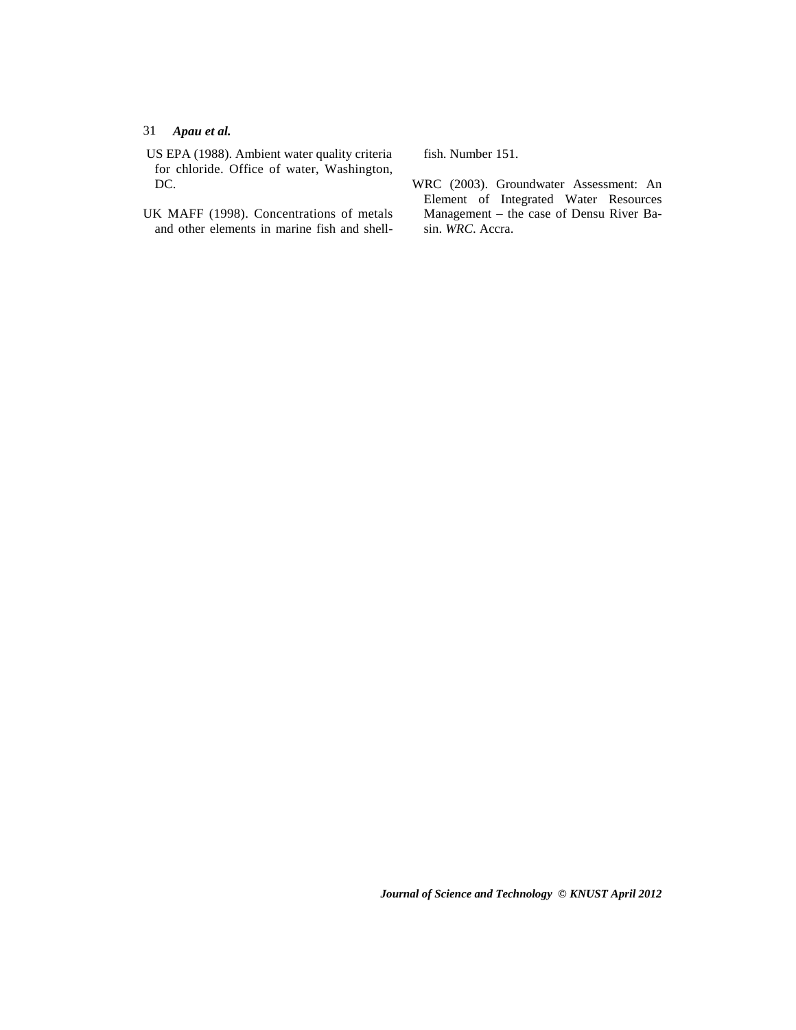US EPA (1988). Ambient water quality criteria for chloride. Office of water, Washington, DC.

UK MAFF (1998). Concentrations of metals and other elements in marine fish and shellfish. Number 151.

WRC (2003). Groundwater Assessment: An Element of Integrated Water Resources Management – the case of Densu River Basin. *WRC*. Accra.